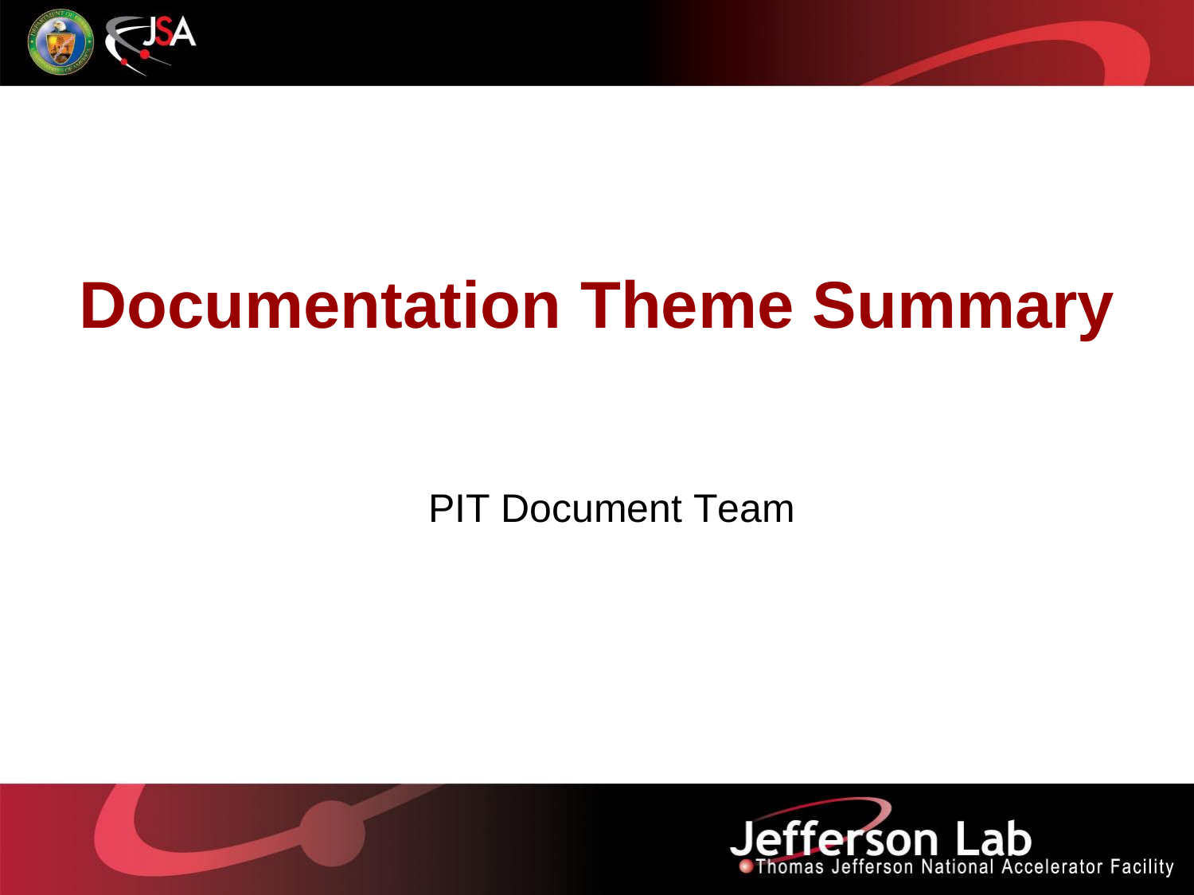# Documentation Theme Summary

PIT Document Team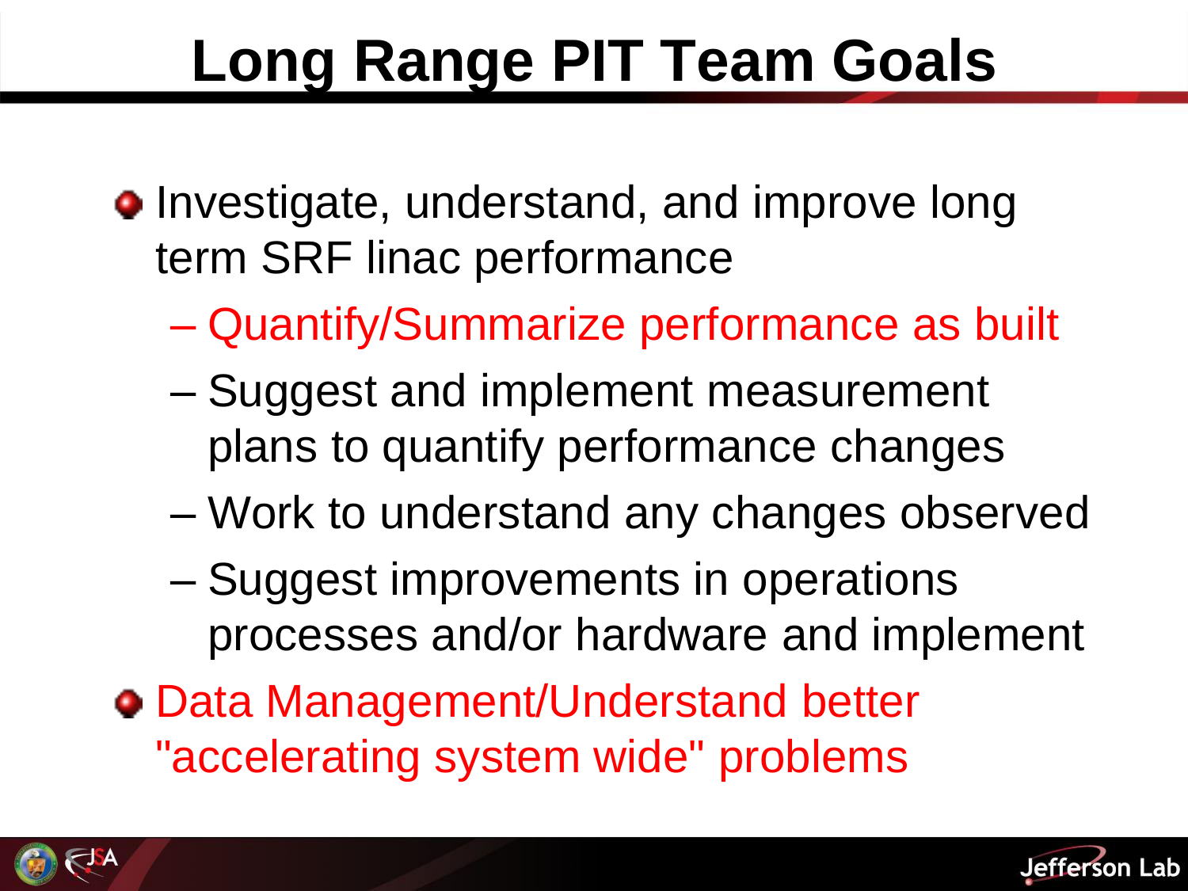# Long Range PIT Team Goals

- Investigate, understand, and improve long term SRF linac performance
  - Quantify/Summarize performance as built
  - Suggest and implement measurement plans to quantify performance changes
  - Work to understand any changes observed
  - Suggest improvements in operations processes and/or hardware and implement
- Data Management/Understand better "accelerating system wide" problems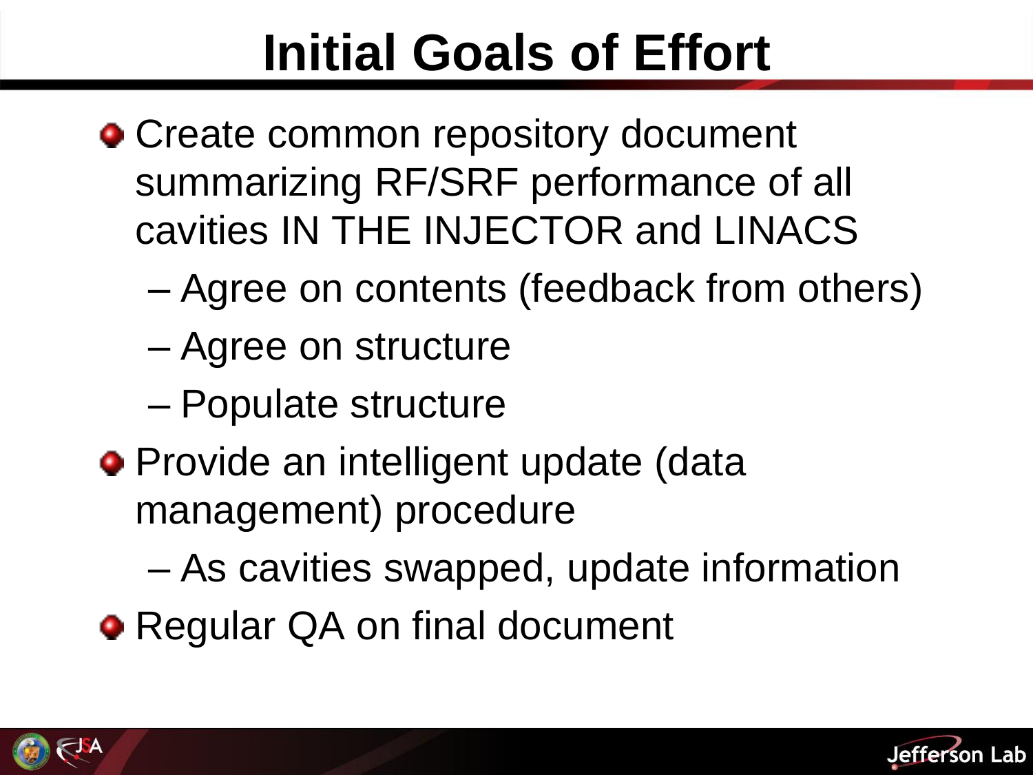# Initial Goals of Effort

- Create common repository document summarizing RF/SRF performance of all cavities IN THE INJECTOR and LINACS
  - Agree on contents (feedback from others)
  - Agree on structure
  - Populate structure
- Provide an intelligent update (data management) procedure
  - As cavities swapped, update information
- Regular QA on final document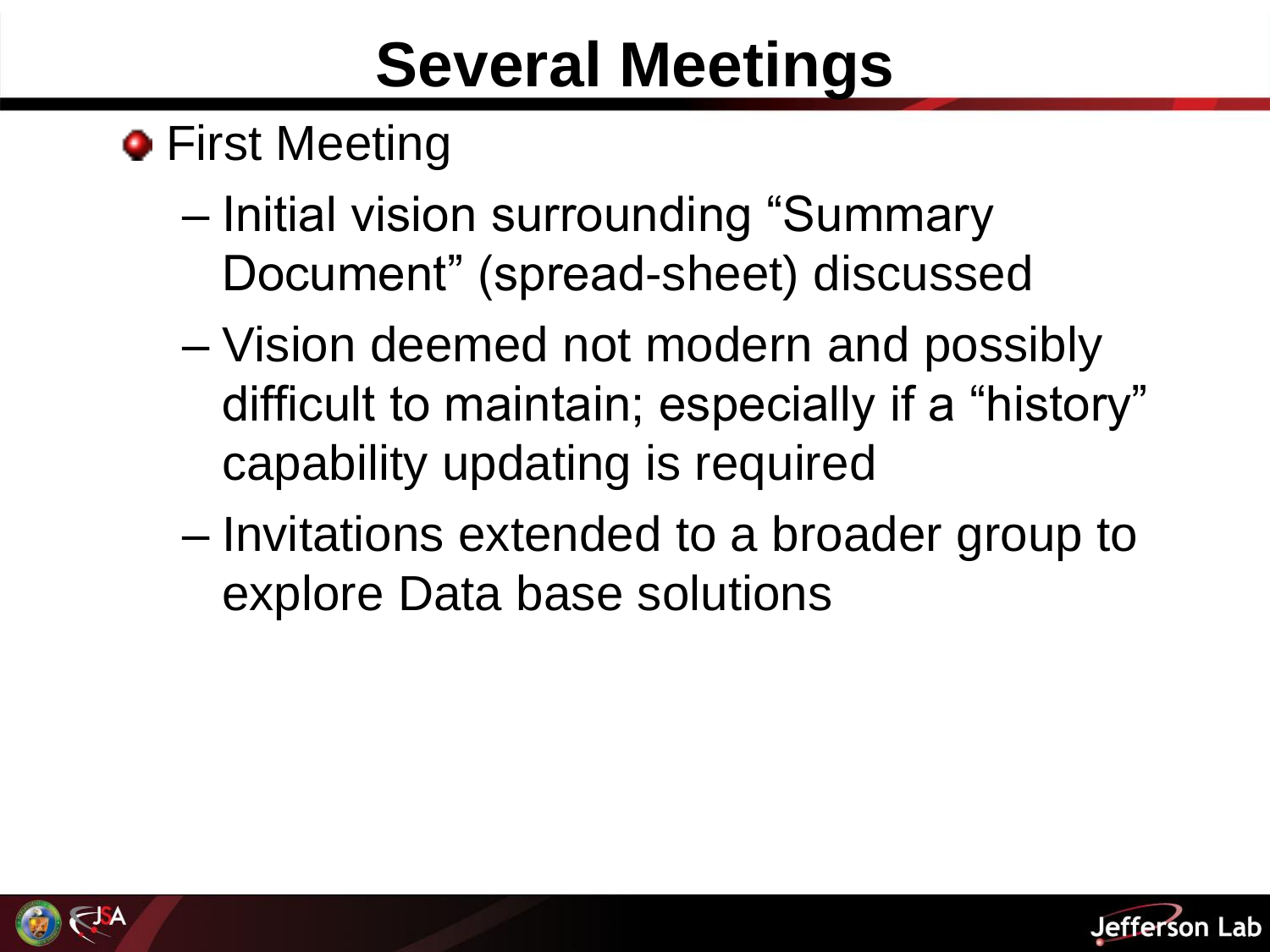# Several Meetings

- First Meeting
  - Initial vision surrounding "Summary Document" (spread-sheet) discussed
  - Vision deemed not modern and possibly difficult to maintain; especially if a "history" capability updating is required
  - Invitations extended to a broader group to explore Data base solutions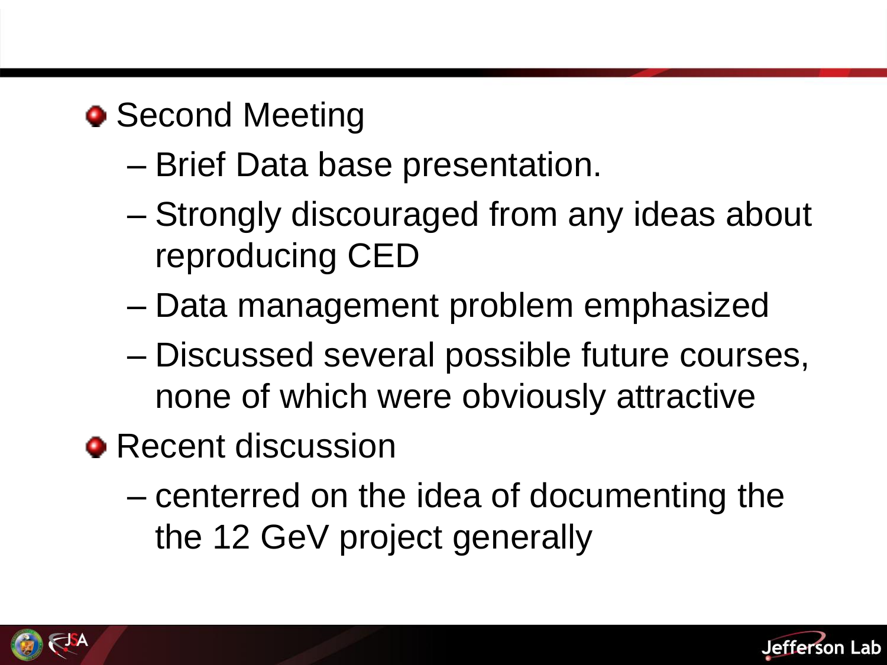- Second Meeting
  - Brief Data base presentation.
  - Strongly discouraged from any ideas about reproducing CED
  - Data management problem emphasized
  - Discussed several possible future courses, none of which were obviously attractive
- Recent discussion
  - centerred on the idea of documenting the the 12 GeV project generally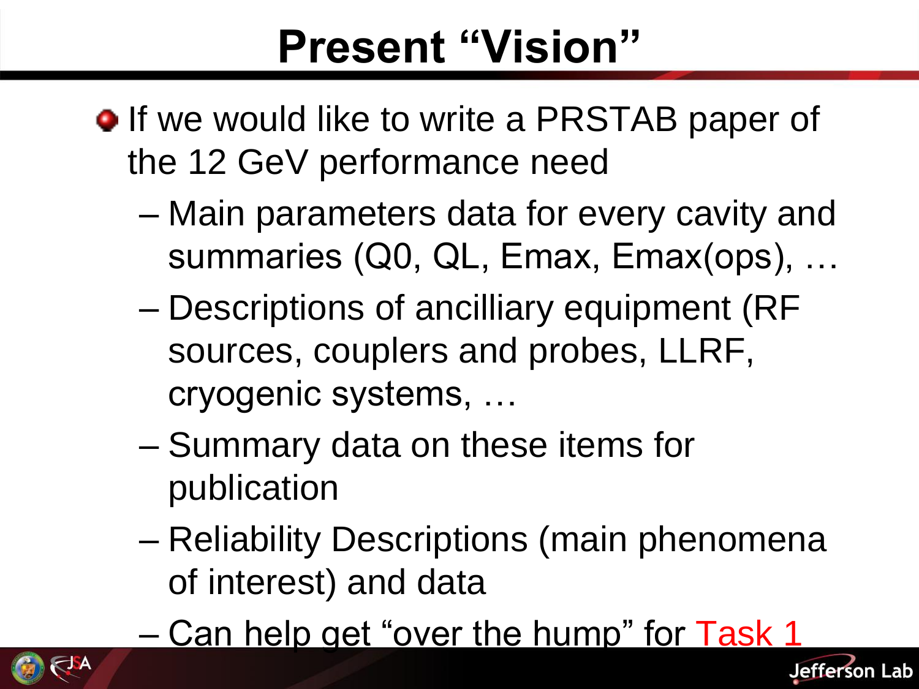# Present "Vision"

- If we would like to write a PRSTAB paper of the 12 GeV performance need
  - Main parameters data for every cavity and summaries (Q0, QL, Emax, Emax(ops), …
  - Descriptions of ancilliary equipment (RF sources, couplers and probes, LLRF, cryogenic systems, …
  - Summary data on these items for publication
  - Reliability Descriptions (main phenomena of interest) and data
  - Can help get "over the hump" for Task 1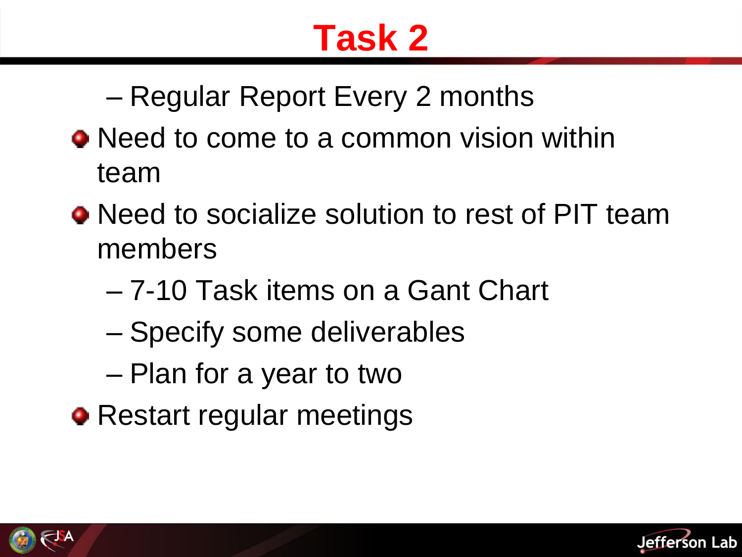# Task 2

  - Regular Report Every 2 months
- Need to come to a common vision within team
- Need to socialize solution to rest of PIT team members
  - 7-10 Task items on a Gant Chart
  - Specify some deliverables
  - Plan for a year to two
- Restart regular meetings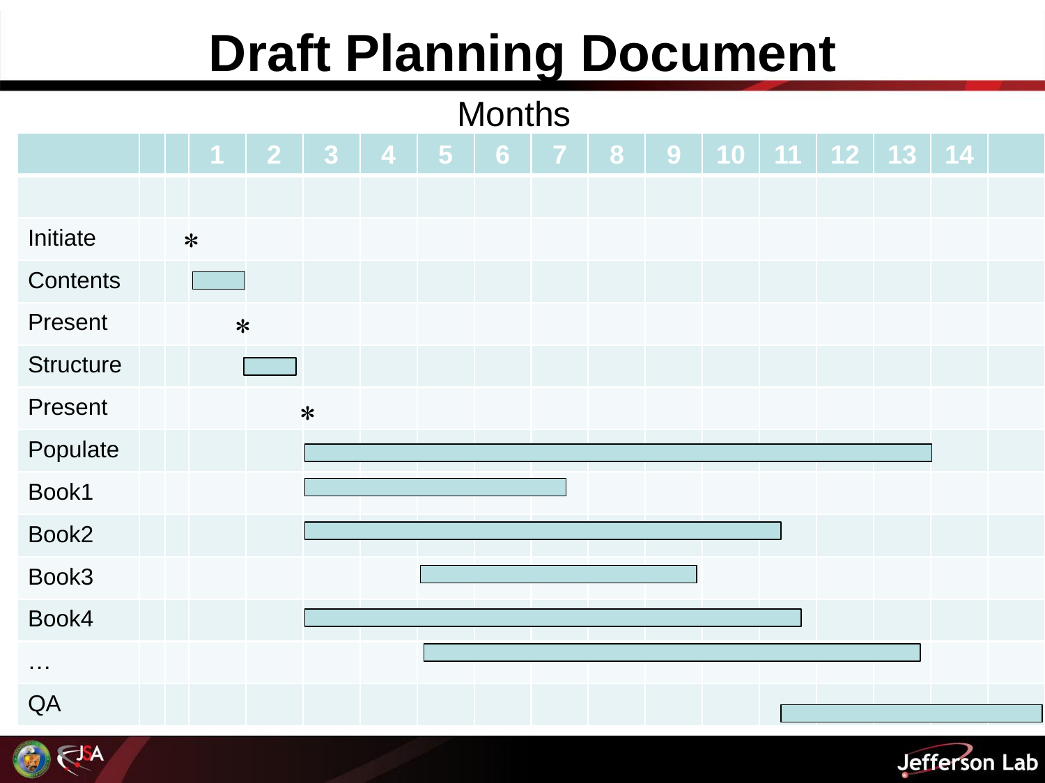# Draft Planning Document

Months

1 2 3 4 5 6 7 8 9 10 11 12 13 14

Initiate

Contents

Present

Structure

Present

Populate

Book1

Book2

Book3

Book4

…

QA